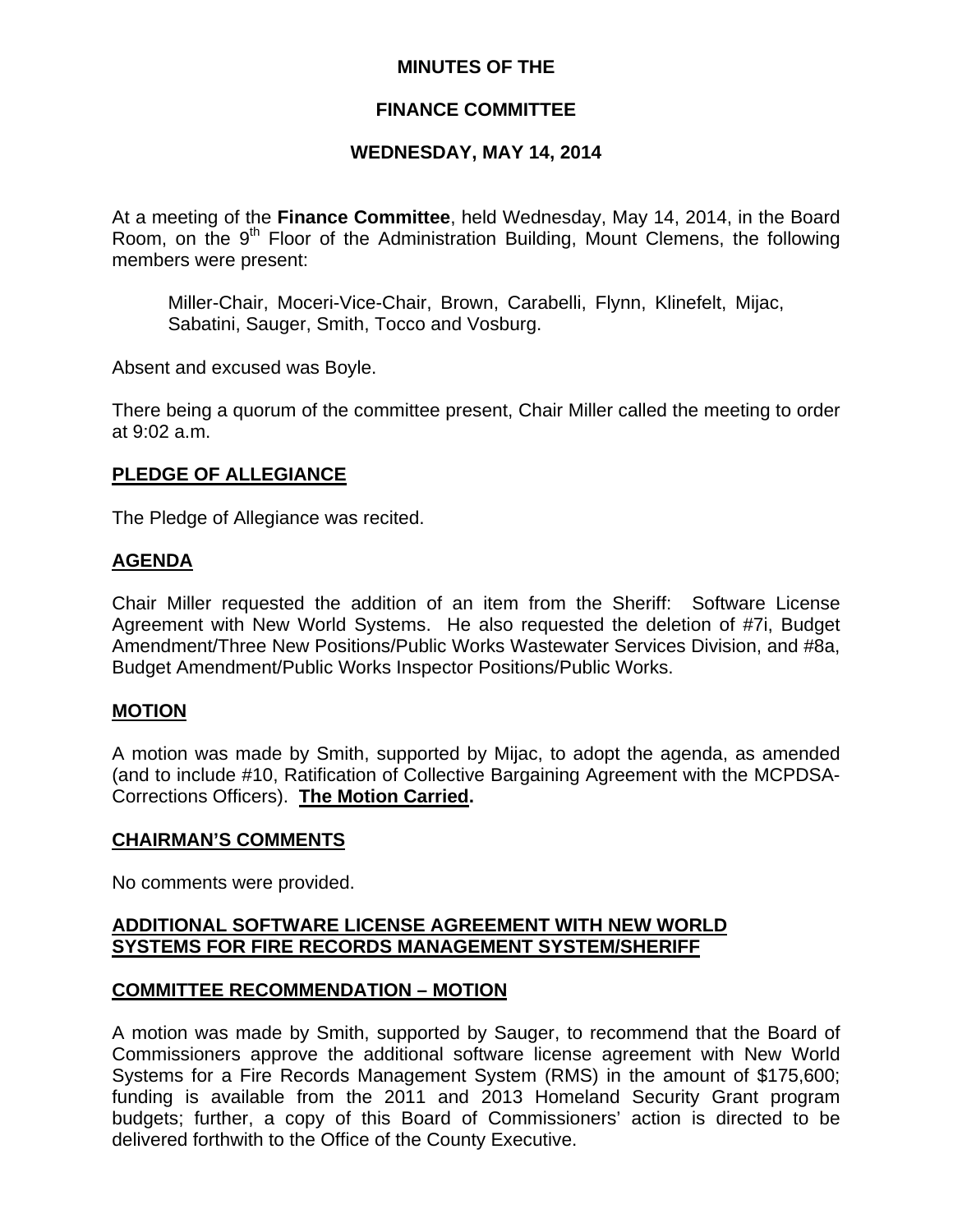# MINUTES OF THE

# FINANCE COMMITTEE

# WEDNESDAY, MAY 14, 2014

At a meeting of the **Finance Committee**, held Wednesday, May 14, 2014, in the Board Room, on the 9th Floor of the Administration Building, Mount Clemens, the following members were present:

> Miller-Chair, Moceri-Vice-Chair, Brown, Carabelli, Flynn, Klinefelt, Mijac, Sabatini, Sauger, Smith, Tocco and Vosburg.

Absent and excused was Boyle.

There being a quorum of the committee present, Chair Miller called the meeting to order at 9:02 a.m.

## PLEDGE OF ALLEGIANCE

The Pledge of Allegiance was recited.

## AGENDA

Chair Miller requested the addition of an item from the Sheriff: Software License Agreement with New World Systems. He also requested the deletion of #7i, Budget Amendment/Three New Positions/Public Works Wastewater Services Division, and #8a, Budget Amendment/Public Works Inspector Positions/Public Works.

## MOTION

A motion was made by Smith, supported by Mijac, to adopt the agenda, as amended (and to include #10, Ratification of Collective Bargaining Agreement with the MCPDSA-Corrections Officers). **The Motion Carried.**

## CHAIRMAN'S COMMENTS

No comments were provided.

## ADDITIONAL SOFTWARE LICENSE AGREEMENT WITH NEW WORLD SYSTEMS FOR FIRE RECORDS MANAGEMENT SYSTEM/SHERIFF

## COMMITTEE RECOMMENDATION – MOTION

A motion was made by Smith, supported by Sauger, to recommend that the Board of Commissioners approve the additional software license agreement with New World Systems for a Fire Records Management System (RMS) in the amount of $175,600; funding is available from the 2011 and 2013 Homeland Security Grant program budgets; further, a copy of this Board of Commissioners' action is directed to be delivered forthwith to the Office of the County Executive.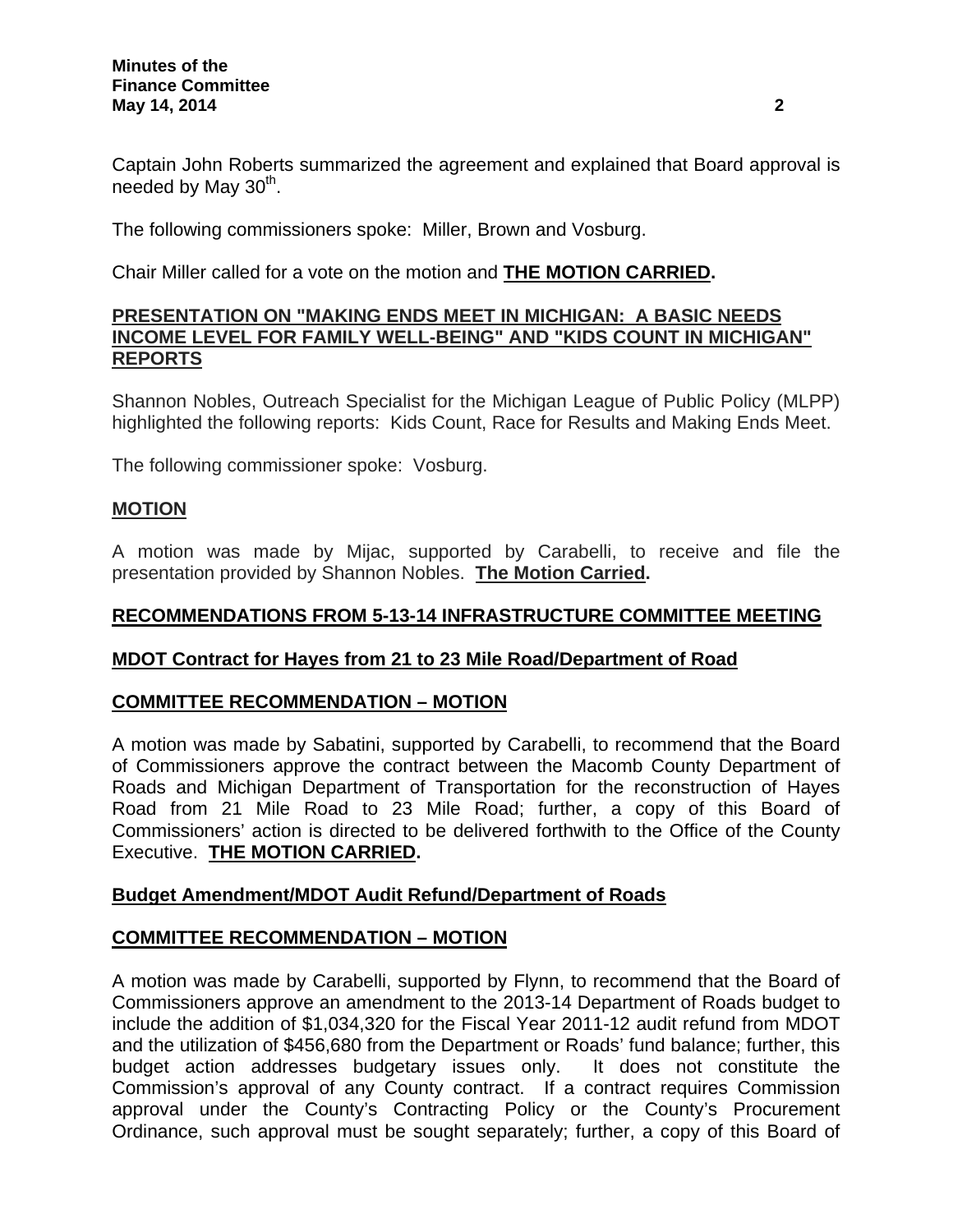Captain John Roberts summarized the agreement and explained that Board approval is needed by May 30th.

The following commissioners spoke: Miller, Brown and Vosburg.

Chair Miller called for a vote on the motion and **THE MOTION CARRIED.**

## PRESENTATION ON "MAKING ENDS MEET IN MICHIGAN: A BASIC NEEDS INCOME LEVEL FOR FAMILY WELL-BEING" AND "KIDS COUNT IN MICHIGAN" REPORTS

Shannon Nobles, Outreach Specialist for the Michigan League of Public Policy (MLPP) highlighted the following reports: Kids Count, Race for Results and Making Ends Meet.

The following commissioner spoke: Vosburg.

## MOTION

A motion was made by Mijac, supported by Carabelli, to receive and file the presentation provided by Shannon Nobles. **The Motion Carried.**

## RECOMMENDATIONS FROM 5-13-14 INFRASTRUCTURE COMMITTEE MEETING

### MDOT Contract for Hayes from 21 to 23 Mile Road/Department of Road

### COMMITTEE RECOMMENDATION – MOTION

A motion was made by Sabatini, supported by Carabelli, to recommend that the Board of Commissioners approve the contract between the Macomb County Department of Roads and Michigan Department of Transportation for the reconstruction of Hayes Road from 21 Mile Road to 23 Mile Road; further, a copy of this Board of Commissioners' action is directed to be delivered forthwith to the Office of the County Executive. **THE MOTION CARRIED.**

### Budget Amendment/MDOT Audit Refund/Department of Roads

### COMMITTEE RECOMMENDATION – MOTION

A motion was made by Carabelli, supported by Flynn, to recommend that the Board of Commissioners approve an amendment to the 2013-14 Department of Roads budget to include the addition of $1,034,320 for the Fiscal Year 2011-12 audit refund from MDOT and the utilization of $456,680 from the Department or Roads' fund balance; further, this budget action addresses budgetary issues only. It does not constitute the Commission's approval of any County contract. If a contract requires Commission approval under the County's Contracting Policy or the County's Procurement Ordinance, such approval must be sought separately; further, a copy of this Board of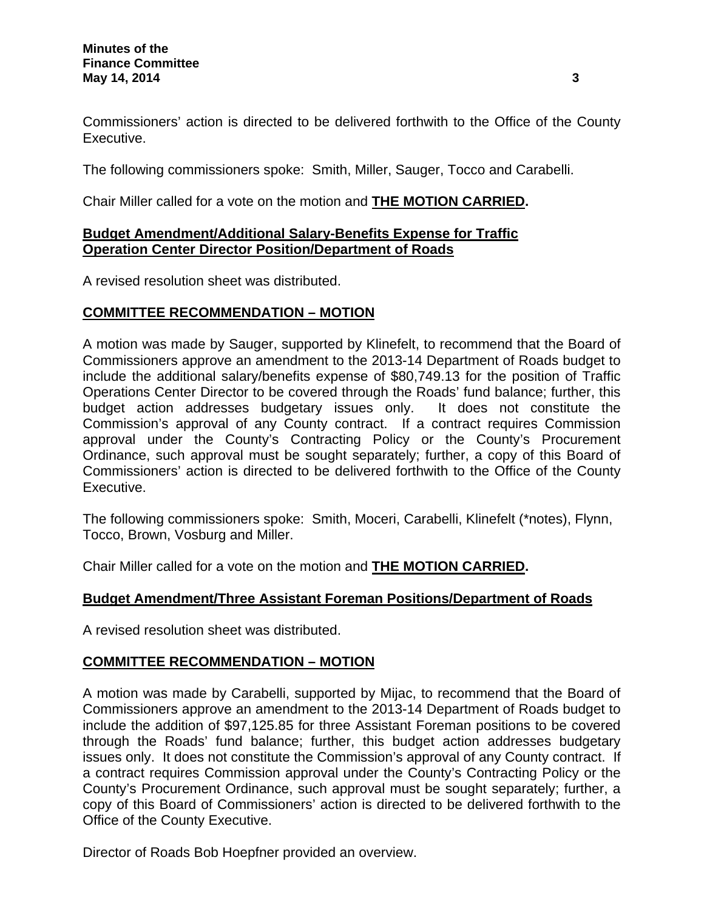Commissioners' action is directed to be delivered forthwith to the Office of the County Executive.

The following commissioners spoke: Smith, Miller, Sauger, Tocco and Carabelli.

Chair Miller called for a vote on the motion and **THE MOTION CARRIED.**

**Budget Amendment/Additional Salary-Benefits Expense for Traffic Operation Center Director Position/Department of Roads**

A revised resolution sheet was distributed.

**COMMITTEE RECOMMENDATION – MOTION**

A motion was made by Sauger, supported by Klinefelt, to recommend that the Board of Commissioners approve an amendment to the 2013-14 Department of Roads budget to include the additional salary/benefits expense of $80,749.13 for the position of Traffic Operations Center Director to be covered through the Roads' fund balance; further, this budget action addresses budgetary issues only. It does not constitute the Commission's approval of any County contract. If a contract requires Commission approval under the County's Contracting Policy or the County's Procurement Ordinance, such approval must be sought separately; further, a copy of this Board of Commissioners' action is directed to be delivered forthwith to the Office of the County Executive.

The following commissioners spoke: Smith, Moceri, Carabelli, Klinefelt (*notes), Flynn, Tocco, Brown, Vosburg and Miller.

Chair Miller called for a vote on the motion and **THE MOTION CARRIED.**

**Budget Amendment/Three Assistant Foreman Positions/Department of Roads**

A revised resolution sheet was distributed.

**COMMITTEE RECOMMENDATION – MOTION**

A motion was made by Carabelli, supported by Mijac, to recommend that the Board of Commissioners approve an amendment to the 2013-14 Department of Roads budget to include the addition of $97,125.85 for three Assistant Foreman positions to be covered through the Roads' fund balance; further, this budget action addresses budgetary issues only. It does not constitute the Commission's approval of any County contract. If a contract requires Commission approval under the County's Contracting Policy or the County's Procurement Ordinance, such approval must be sought separately; further, a copy of this Board of Commissioners' action is directed to be delivered forthwith to the Office of the County Executive.

Director of Roads Bob Hoepfner provided an overview.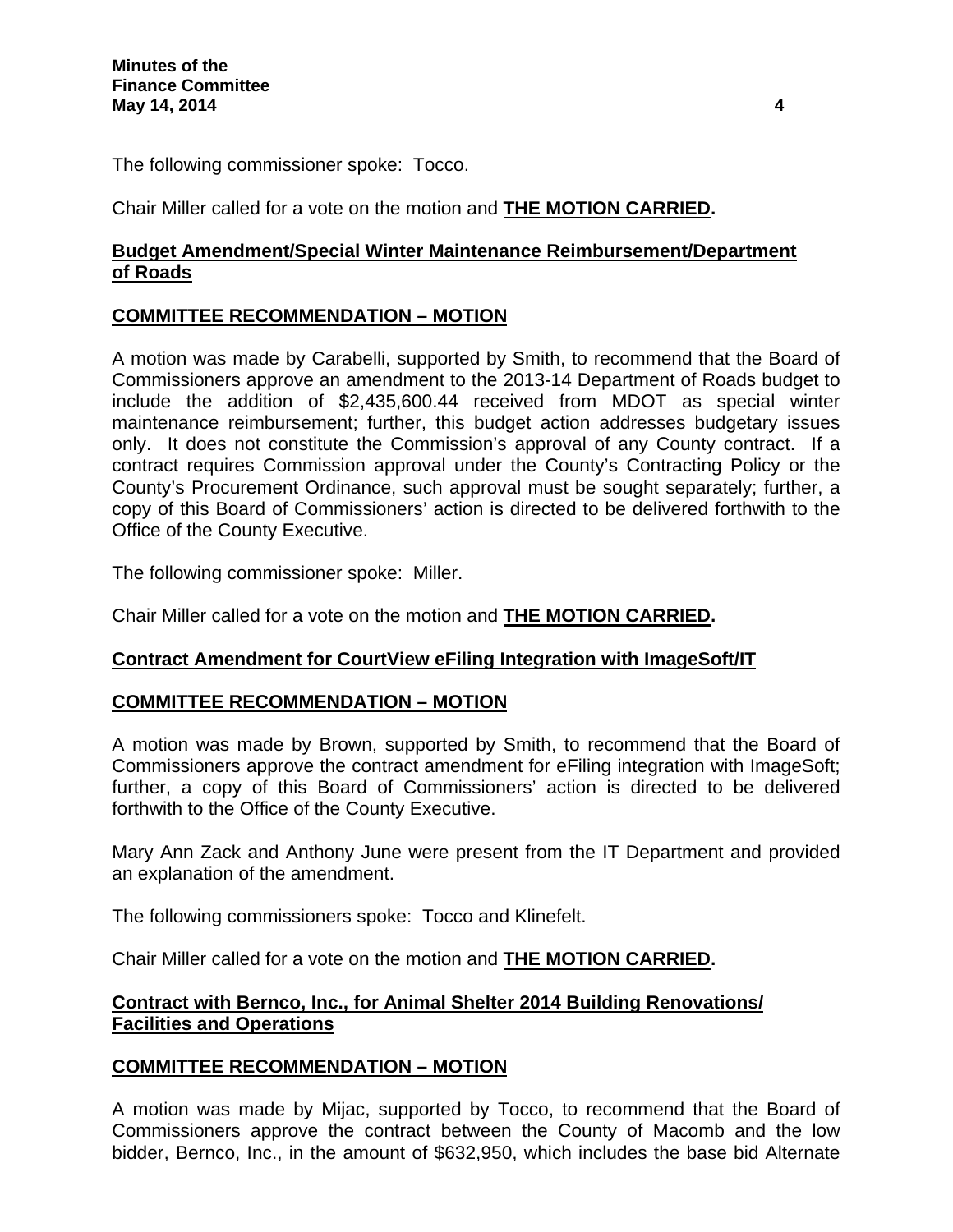The following commissioner spoke: Tocco.

Chair Miller called for a vote on the motion and **THE MOTION CARRIED.**

**Budget Amendment/Special Winter Maintenance Reimbursement/Department of Roads**

**COMMITTEE RECOMMENDATION – MOTION**

A motion was made by Carabelli, supported by Smith, to recommend that the Board of Commissioners approve an amendment to the 2013-14 Department of Roads budget to include the addition of $2,435,600.44 received from MDOT as special winter maintenance reimbursement; further, this budget action addresses budgetary issues only. It does not constitute the Commission's approval of any County contract. If a contract requires Commission approval under the County's Contracting Policy or the County's Procurement Ordinance, such approval must be sought separately; further, a copy of this Board of Commissioners' action is directed to be delivered forthwith to the Office of the County Executive.

The following commissioner spoke: Miller.

Chair Miller called for a vote on the motion and **THE MOTION CARRIED.**

**Contract Amendment for CourtView eFiling Integration with ImageSoft/IT**

**COMMITTEE RECOMMENDATION – MOTION**

A motion was made by Brown, supported by Smith, to recommend that the Board of Commissioners approve the contract amendment for eFiling integration with ImageSoft; further, a copy of this Board of Commissioners' action is directed to be delivered forthwith to the Office of the County Executive.

Mary Ann Zack and Anthony June were present from the IT Department and provided an explanation of the amendment.

The following commissioners spoke: Tocco and Klinefelt.

Chair Miller called for a vote on the motion and **THE MOTION CARRIED.**

**Contract with Bernco, Inc., for Animal Shelter 2014 Building Renovations/ Facilities and Operations**

**COMMITTEE RECOMMENDATION – MOTION**

A motion was made by Mijac, supported by Tocco, to recommend that the Board of Commissioners approve the contract between the County of Macomb and the low bidder, Bernco, Inc., in the amount of $632,950, which includes the base bid Alternate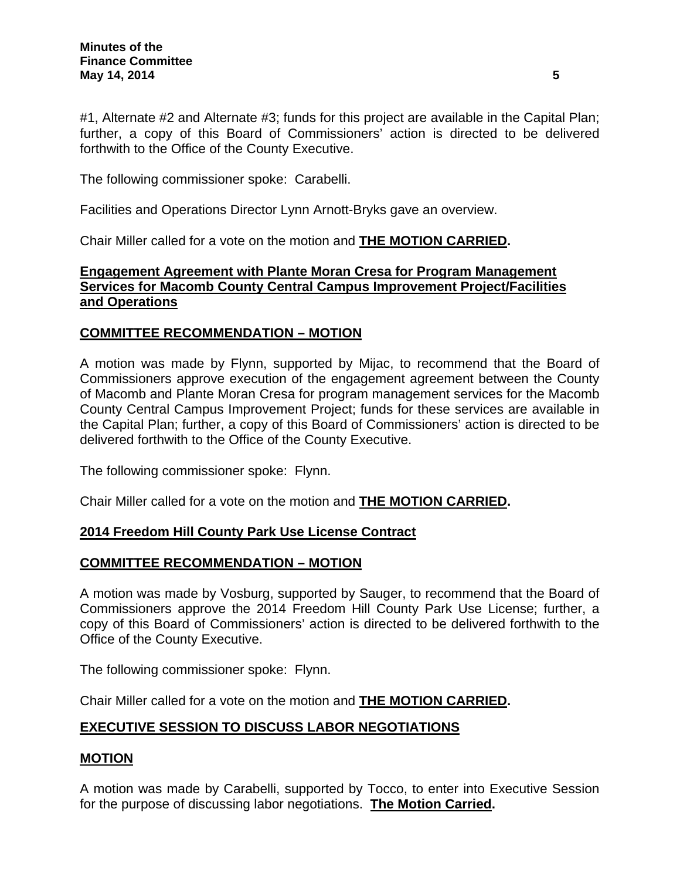#1, Alternate #2 and Alternate #3; funds for this project are available in the Capital Plan; further, a copy of this Board of Commissioners' action is directed to be delivered forthwith to the Office of the County Executive.

The following commissioner spoke: Carabelli.

Facilities and Operations Director Lynn Arnott-Bryks gave an overview.

Chair Miller called for a vote on the motion and **THE MOTION CARRIED.**

**Engagement Agreement with Plante Moran Cresa for Program Management Services for Macomb County Central Campus Improvement Project/Facilities and Operations**

**COMMITTEE RECOMMENDATION – MOTION**

A motion was made by Flynn, supported by Mijac, to recommend that the Board of Commissioners approve execution of the engagement agreement between the County of Macomb and Plante Moran Cresa for program management services for the Macomb County Central Campus Improvement Project; funds for these services are available in the Capital Plan; further, a copy of this Board of Commissioners' action is directed to be delivered forthwith to the Office of the County Executive.

The following commissioner spoke: Flynn.

Chair Miller called for a vote on the motion and **THE MOTION CARRIED.**

**2014 Freedom Hill County Park Use License Contract**

**COMMITTEE RECOMMENDATION – MOTION**

A motion was made by Vosburg, supported by Sauger, to recommend that the Board of Commissioners approve the 2014 Freedom Hill County Park Use License; further, a copy of this Board of Commissioners' action is directed to be delivered forthwith to the Office of the County Executive.

The following commissioner spoke: Flynn.

Chair Miller called for a vote on the motion and **THE MOTION CARRIED.**

**EXECUTIVE SESSION TO DISCUSS LABOR NEGOTIATIONS**

**MOTION**

A motion was made by Carabelli, supported by Tocco, to enter into Executive Session for the purpose of discussing labor negotiations. **The Motion Carried.**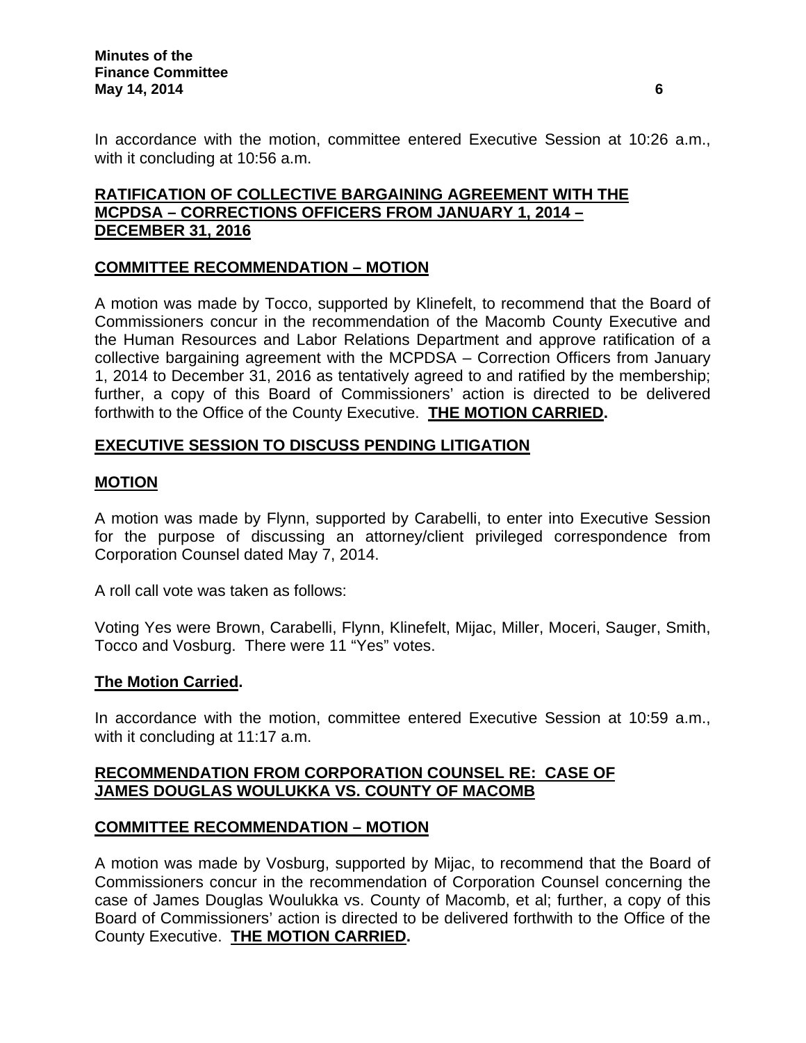In accordance with the motion, committee entered Executive Session at 10:26 a.m., with it concluding at 10:56 a.m.

**RATIFICATION OF COLLECTIVE BARGAINING AGREEMENT WITH THE MCPDSA – CORRECTIONS OFFICERS FROM JANUARY 1, 2014 – DECEMBER 31, 2016**

**COMMITTEE RECOMMENDATION – MOTION**

A motion was made by Tocco, supported by Klinefelt, to recommend that the Board of Commissioners concur in the recommendation of the Macomb County Executive and the Human Resources and Labor Relations Department and approve ratification of a collective bargaining agreement with the MCPDSA – Correction Officers from January 1, 2014 to December 31, 2016 as tentatively agreed to and ratified by the membership; further, a copy of this Board of Commissioners' action is directed to be delivered forthwith to the Office of the County Executive. **THE MOTION CARRIED.**

**EXECUTIVE SESSION TO DISCUSS PENDING LITIGATION**

**MOTION**

A motion was made by Flynn, supported by Carabelli, to enter into Executive Session for the purpose of discussing an attorney/client privileged correspondence from Corporation Counsel dated May 7, 2014.

A roll call vote was taken as follows:

Voting Yes were Brown, Carabelli, Flynn, Klinefelt, Mijac, Miller, Moceri, Sauger, Smith, Tocco and Vosburg. There were 11 "Yes" votes.

**The Motion Carried.**

In accordance with the motion, committee entered Executive Session at 10:59 a.m., with it concluding at 11:17 a.m.

**RECOMMENDATION FROM CORPORATION COUNSEL RE: CASE OF JAMES DOUGLAS WOULUKKA VS. COUNTY OF MACOMB**

**COMMITTEE RECOMMENDATION – MOTION**

A motion was made by Vosburg, supported by Mijac, to recommend that the Board of Commissioners concur in the recommendation of Corporation Counsel concerning the case of James Douglas Woulukka vs. County of Macomb, et al; further, a copy of this Board of Commissioners' action is directed to be delivered forthwith to the Office of the County Executive. **THE MOTION CARRIED.**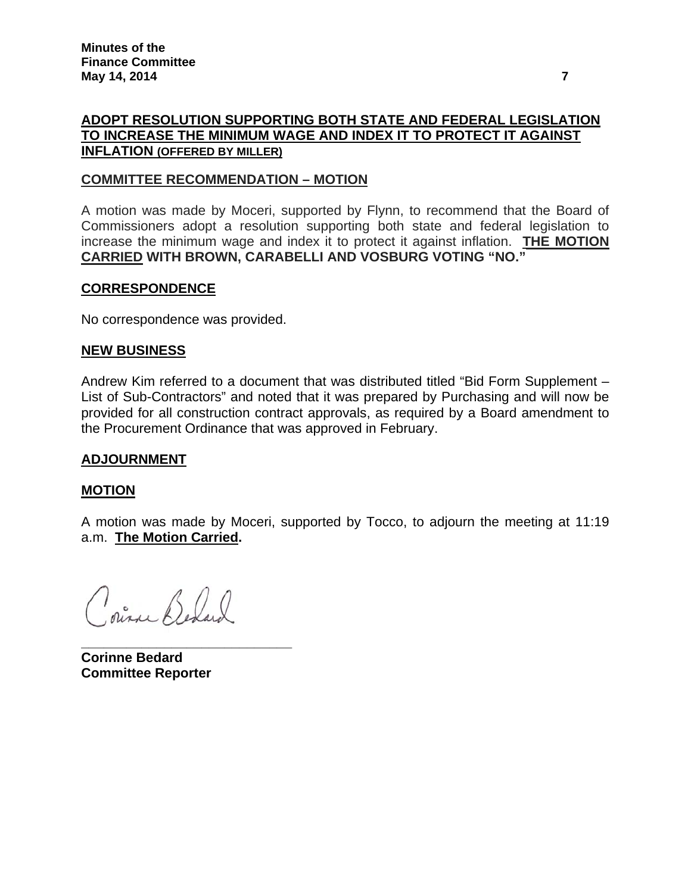## ADOPT RESOLUTION SUPPORTING BOTH STATE AND FEDERAL LEGISLATION TO INCREASE THE MINIMUM WAGE AND INDEX IT TO PROTECT IT AGAINST INFLATION (OFFERED BY MILLER)

### COMMITTEE RECOMMENDATION – MOTION

A motion was made by Moceri, supported by Flynn, to recommend that the Board of Commissioners adopt a resolution supporting both state and federal legislation to increase the minimum wage and index it to protect it against inflation. **THE MOTION CARRIED WITH BROWN, CARABELLI AND VOSBURG VOTING "NO."**

## CORRESPONDENCE

No correspondence was provided.

## NEW BUSINESS

Andrew Kim referred to a document that was distributed titled "Bid Form Supplement – List of Sub-Contractors" and noted that it was prepared by Purchasing and will now be provided for all construction contract approvals, as required by a Board amendment to the Procurement Ordinance that was approved in February.

## ADJOURNMENT

### MOTION

A motion was made by Moceri, supported by Tocco, to adjourn the meeting at 11:19 a.m. **The Motion Carried.**

_____________________________

**Corinne Bedard**
**Committee Reporter**